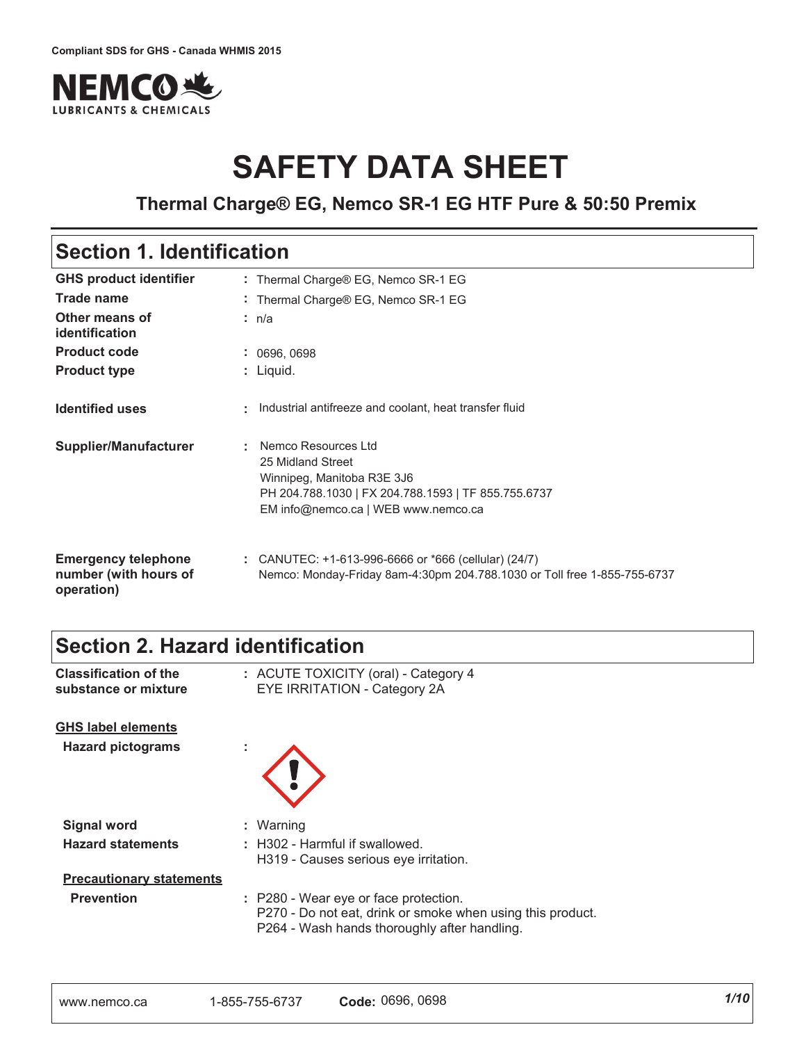Compliant SDS for GHS - Canada WHMIS 2015

NEMCO LUBRICANTS & CHEMICALS

# SAFETY DATA SHEET

### Thermal Charge® EG, Nemco SR-1 EG HTF Pure & 50:50 Premix

## Section 1. Identification

| | |
|---|---|
| **GHS product identifier** | : Thermal Charge® EG, Nemco SR-1 EG |
| **Trade name** | : Thermal Charge® EG, Nemco SR-1 EG |
| **Other means of identification** | : n/a |
| **Product code** | : 0696, 0698 |
| **Product type** | : Liquid. |
| **Identified uses** | : Industrial antifreeze and coolant, heat transfer fluid |
| **Supplier/Manufacturer** | : Nemco Resources Ltd<br>25 Midland Street<br>Winnipeg, Manitoba R3E 3J6<br>PH 204.788.1030 \| FX 204.788.1593 \| TF 855.755.6737<br>EM info@nemco.ca \| WEB www.nemco.ca |
| **Emergency telephone number (with hours of operation)** | : CANUTEC: +1-613-996-6666 or *666 (cellular) (24/7)<br>Nemco: Monday-Friday 8am-4:30pm 204.788.1030 or Toll free 1-855-755-6737 |

## Section 2. Hazard identification

| | |
|---|---|
| **Classification of the substance or mixture** | : ACUTE TOXICITY (oral) - Category 4<br>EYE IRRITATION - Category 2A |

**GHS label elements**

| | |
|---|---|
| **Hazard pictograms** | : |
| **Signal word** | : Warning |
| **Hazard statements** | : H302 - Harmful if swallowed.<br>H319 - Causes serious eye irritation. |

**Precautionary statements**

| | |
|---|---|
| **Prevention** | : P280 - Wear eye or face protection.<br>P270 - Do not eat, drink or smoke when using this product.<br>P264 - Wash hands thoroughly after handling. |

www.nemco.ca 1-855-755-6737 **Code:** 0696, 0698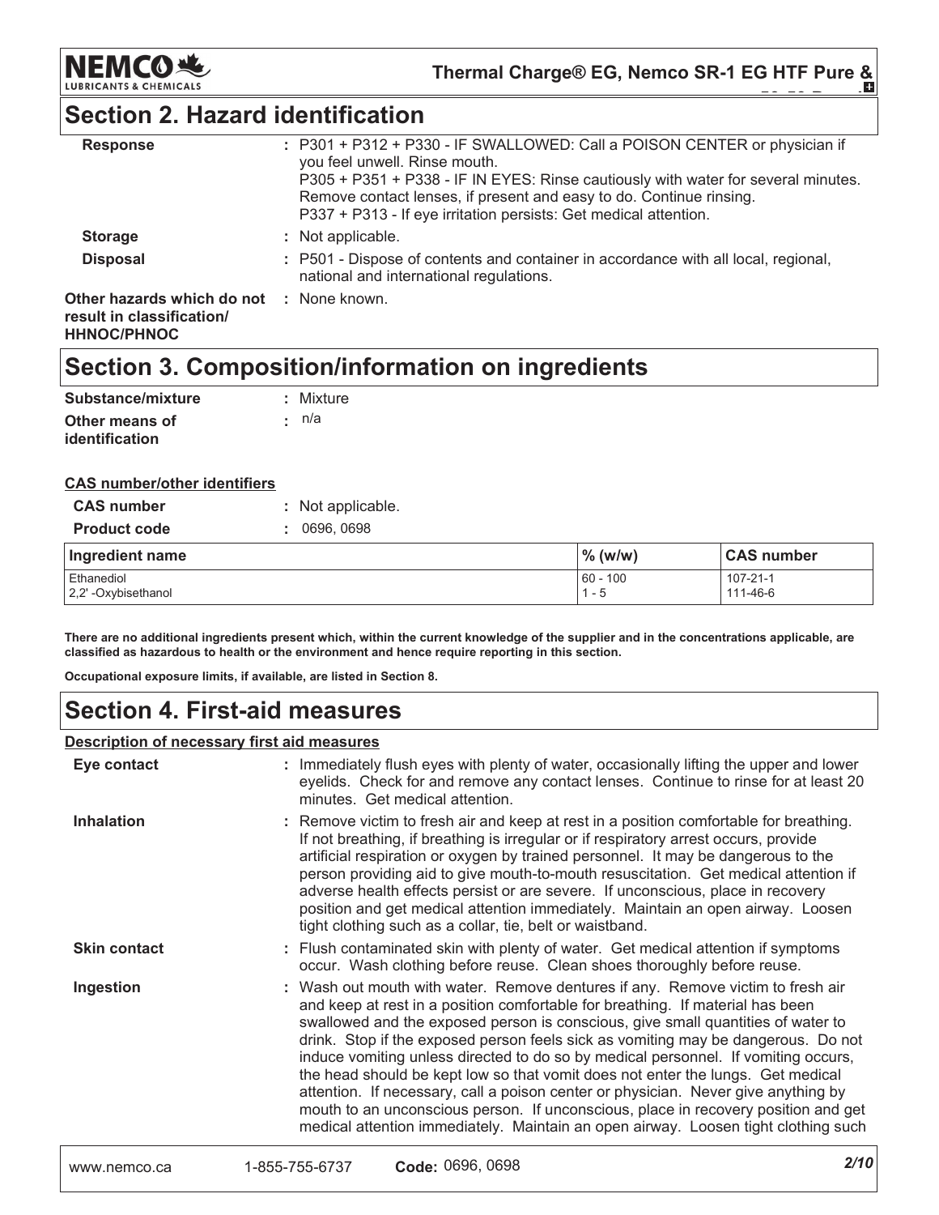## Section 2. Hazard identification

**Response** : P301 + P312 + P330 - IF SWALLOWED: Call a POISON CENTER or physician if you feel unwell. Rinse mouth.
P305 + P351 + P338 - IF IN EYES: Rinse cautiously with water for several minutes. Remove contact lenses, if present and easy to do. Continue rinsing.
P337 + P313 - If eye irritation persists: Get medical attention.

**Storage** : Not applicable.

**Disposal** : P501 - Dispose of contents and container in accordance with all local, regional, national and international regulations.

**Other hazards which do not result in classification/ HHNOC/PHNOC** : None known.

## Section 3. Composition/information on ingredients

**Substance/mixture** : Mixture

**Other means of identification** : n/a

**CAS number/other identifiers**

**CAS number** : Not applicable.

**Product code** : 0696, 0698

| Ingredient name | % (w/w) | CAS number |
|---|---|---|
| Ethanediol | 60 - 100 | 107-21-1 |
| 2,2' -Oxybisethanol | 1 - 5 | 111-46-6 |

**There are no additional ingredients present which, within the current knowledge of the supplier and in the concentrations applicable, are classified as hazardous to health or the environment and hence require reporting in this section.**

**Occupational exposure limits, if available, are listed in Section 8.**

## Section 4. First-aid measures

**Description of necessary first aid measures**

**Eye contact** : Immediately flush eyes with plenty of water, occasionally lifting the upper and lower eyelids. Check for and remove any contact lenses. Continue to rinse for at least 20 minutes. Get medical attention.

**Inhalation** : Remove victim to fresh air and keep at rest in a position comfortable for breathing. If not breathing, if breathing is irregular or if respiratory arrest occurs, provide artificial respiration or oxygen by trained personnel. It may be dangerous to the person providing aid to give mouth-to-mouth resuscitation. Get medical attention if adverse health effects persist or are severe. If unconscious, place in recovery position and get medical attention immediately. Maintain an open airway. Loosen tight clothing such as a collar, tie, belt or waistband.

**Skin contact** : Flush contaminated skin with plenty of water. Get medical attention if symptoms occur. Wash clothing before reuse. Clean shoes thoroughly before reuse.

**Ingestion** : Wash out mouth with water. Remove dentures if any. Remove victim to fresh air and keep at rest in a position comfortable for breathing. If material has been swallowed and the exposed person is conscious, give small quantities of water to drink. Stop if the exposed person feels sick as vomiting may be dangerous. Do not induce vomiting unless directed to do so by medical personnel. If vomiting occurs, the head should be kept low so that vomit does not enter the lungs. Get medical attention. If necessary, call a poison center or physician. Never give anything by mouth to an unconscious person. If unconscious, place in recovery position and get medical attention immediately. Maintain an open airway. Loosen tight clothing such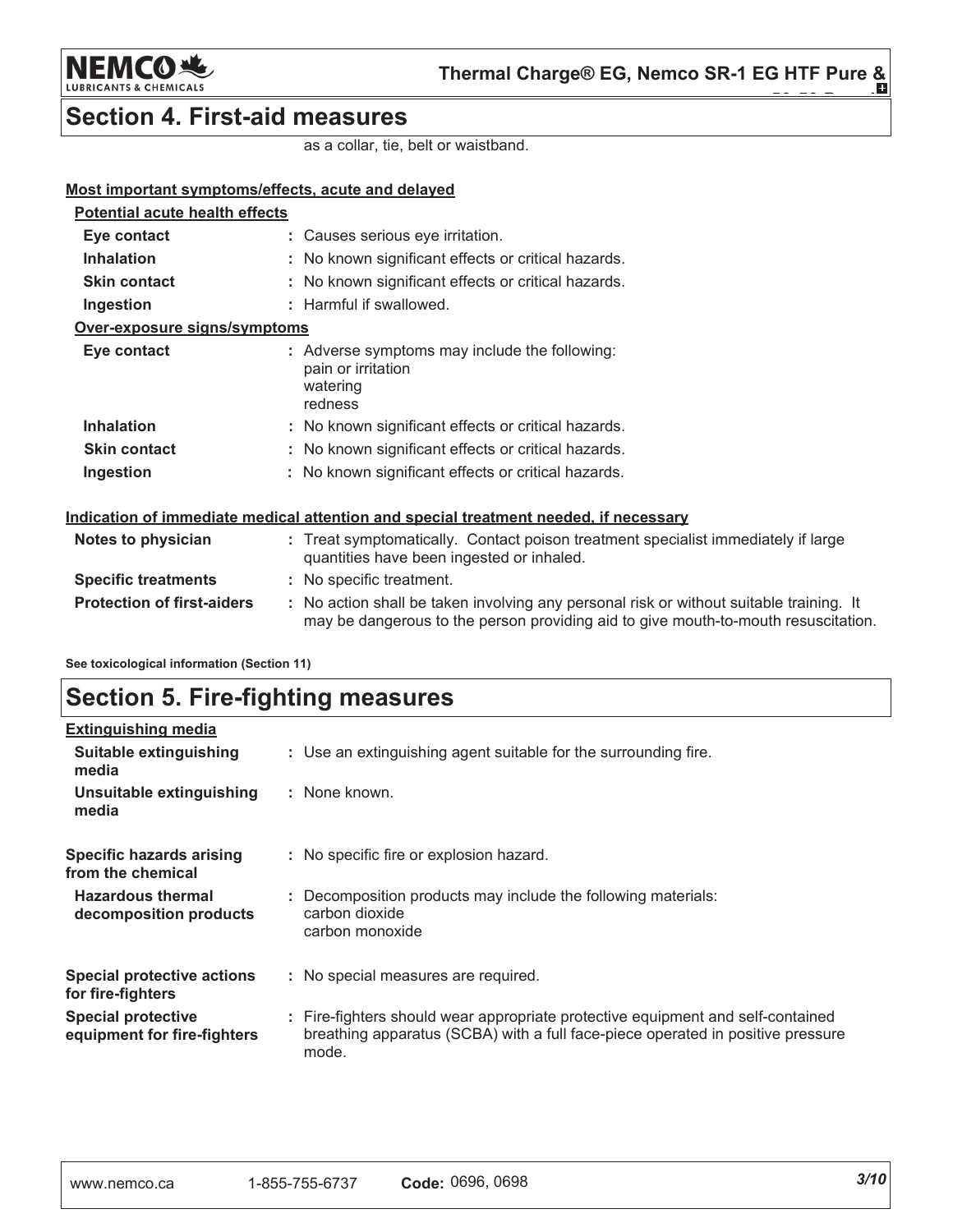## Section 4. First-aid measures

as a collar, tie, belt or waistband.

**Most important symptoms/effects, acute and delayed**

**Potential acute health effects**

| | |
|---|---|
| **Eye contact** | : Causes serious eye irritation. |
| **Inhalation** | : No known significant effects or critical hazards. |
| **Skin contact** | : No known significant effects or critical hazards. |
| **Ingestion** | : Harmful if swallowed. |

**Over-exposure signs/symptoms**

| | |
|---|---|
| **Eye contact** | : Adverse symptoms may include the following: pain or irritation watering redness |
| **Inhalation** | : No known significant effects or critical hazards. |
| **Skin contact** | : No known significant effects or critical hazards. |
| **Ingestion** | : No known significant effects or critical hazards. |

**Indication of immediate medical attention and special treatment needed, if necessary**

| | |
|---|---|
| **Notes to physician** | : Treat symptomatically. Contact poison treatment specialist immediately if large quantities have been ingested or inhaled. |
| **Specific treatments** | : No specific treatment. |
| **Protection of first-aiders** | : No action shall be taken involving any personal risk or without suitable training. It may be dangerous to the person providing aid to give mouth-to-mouth resuscitation. |

**See toxicological information (Section 11)**

## Section 5. Fire-fighting measures

**Extinguishing media**

| | |
|---|---|
| **Suitable extinguishing media** | : Use an extinguishing agent suitable for the surrounding fire. |
| **Unsuitable extinguishing media** | : None known. |
| **Specific hazards arising from the chemical** | : No specific fire or explosion hazard. |
| **Hazardous thermal decomposition products** | : Decomposition products may include the following materials: carbon dioxide carbon monoxide |
| **Special protective actions for fire-fighters** | : No special measures are required. |
| **Special protective equipment for fire-fighters** | : Fire-fighters should wear appropriate protective equipment and self-contained breathing apparatus (SCBA) with a full face-piece operated in positive pressure mode. |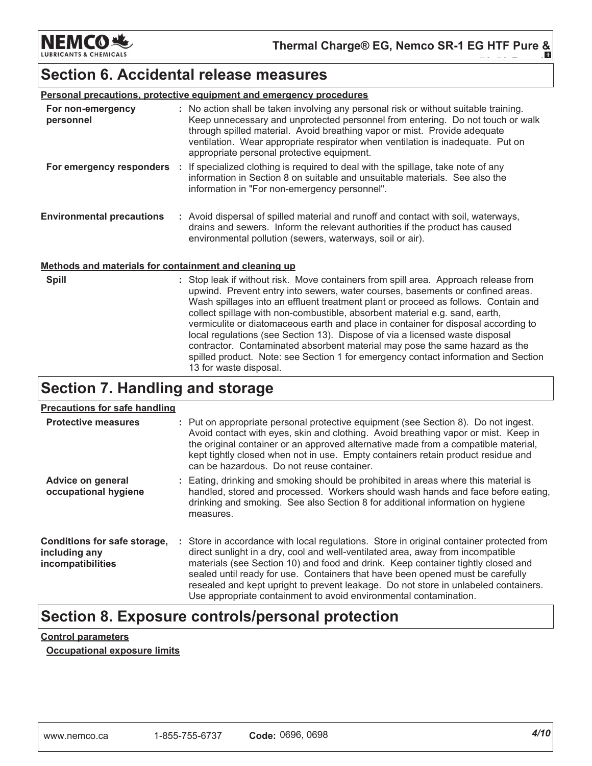## Section 6. Accidental release measures

**Personal precautions, protective equipment and emergency procedures**

**For non-emergency personnel** : No action shall be taken involving any personal risk or without suitable training. Keep unnecessary and unprotected personnel from entering. Do not touch or walk through spilled material. Avoid breathing vapor or mist. Provide adequate ventilation. Wear appropriate respirator when ventilation is inadequate. Put on appropriate personal protective equipment.

**For emergency responders** : If specialized clothing is required to deal with the spillage, take note of any information in Section 8 on suitable and unsuitable materials. See also the information in "For non-emergency personnel".

**Environmental precautions** : Avoid dispersal of spilled material and runoff and contact with soil, waterways, drains and sewers. Inform the relevant authorities if the product has caused environmental pollution (sewers, waterways, soil or air).

**Methods and materials for containment and cleaning up**

**Spill** : Stop leak if without risk. Move containers from spill area. Approach release from upwind. Prevent entry into sewers, water courses, basements or confined areas. Wash spillages into an effluent treatment plant or proceed as follows. Contain and collect spillage with non-combustible, absorbent material e.g. sand, earth, vermiculite or diatomaceous earth and place in container for disposal according to local regulations (see Section 13). Dispose of via a licensed waste disposal contractor. Contaminated absorbent material may pose the same hazard as the spilled product. Note: see Section 1 for emergency contact information and Section 13 for waste disposal.

## Section 7. Handling and storage

**Precautions for safe handling**

**Protective measures** : Put on appropriate personal protective equipment (see Section 8). Do not ingest. Avoid contact with eyes, skin and clothing. Avoid breathing vapor or mist. Keep in the original container or an approved alternative made from a compatible material, kept tightly closed when not in use. Empty containers retain product residue and can be hazardous. Do not reuse container.

**Advice on general occupational hygiene** : Eating, drinking and smoking should be prohibited in areas where this material is handled, stored and processed. Workers should wash hands and face before eating, drinking and smoking. See also Section 8 for additional information on hygiene measures.

**Conditions for safe storage, including any incompatibilities** : Store in accordance with local regulations. Store in original container protected from direct sunlight in a dry, cool and well-ventilated area, away from incompatible materials (see Section 10) and food and drink. Keep container tightly closed and sealed until ready for use. Containers that have been opened must be carefully resealed and kept upright to prevent leakage. Do not store in unlabeled containers. Use appropriate containment to avoid environmental contamination.

## Section 8. Exposure controls/personal protection

**Control parameters**

**Occupational exposure limits**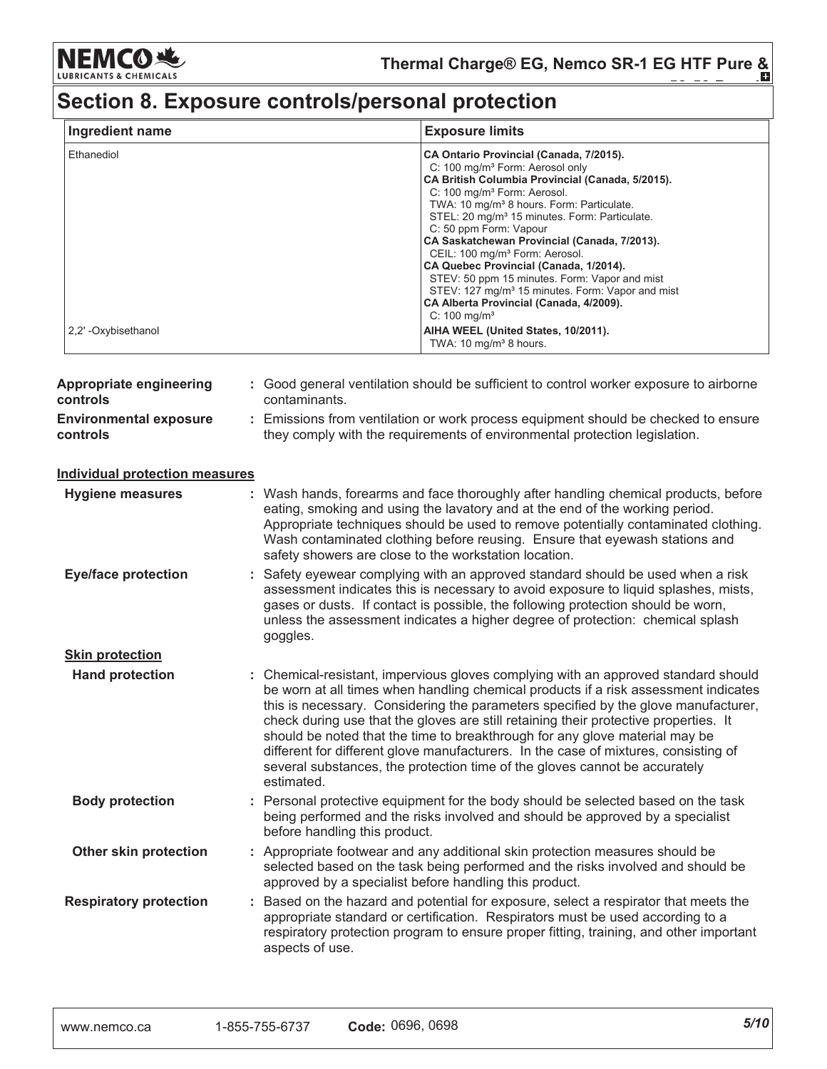# Section 8. Exposure controls/personal protection

| Ingredient name | Exposure limits |
|---|---|
| Ethanediol | **CA Ontario Provincial (Canada, 7/2015).**<br>C: 100 mg/m³ Form: Aerosol only<br>**CA British Columbia Provincial (Canada, 5/2015).**<br>C: 100 mg/m³ Form: Aerosol.<br>TWA: 10 mg/m³ 8 hours. Form: Particulate.<br>STEL: 20 mg/m³ 15 minutes. Form: Particulate.<br>C: 50 ppm Form: Vapour<br>**CA Saskatchewan Provincial (Canada, 7/2013).**<br>CEIL: 100 mg/m³ Form: Aerosol.<br>**CA Quebec Provincial (Canada, 1/2014).**<br>STEV: 50 ppm 15 minutes. Form: Vapor and mist<br>STEV: 127 mg/m³ 15 minutes. Form: Vapor and mist<br>**CA Alberta Provincial (Canada, 4/2009).**<br>C: 100 mg/m³ |
| 2,2' -Oxybisethanol | **AIHA WEEL (United States, 10/2011).**<br>TWA: 10 mg/m³ 8 hours. |

**Appropriate engineering controls** : Good general ventilation should be sufficient to control worker exposure to airborne contaminants.

**Environmental exposure controls** : Emissions from ventilation or work process equipment should be checked to ensure they comply with the requirements of environmental protection legislation.

## Individual protection measures

**Hygiene measures** : Wash hands, forearms and face thoroughly after handling chemical products, before eating, smoking and using the lavatory and at the end of the working period. Appropriate techniques should be used to remove potentially contaminated clothing. Wash contaminated clothing before reusing. Ensure that eyewash stations and safety showers are close to the workstation location.

**Eye/face protection** : Safety eyewear complying with an approved standard should be used when a risk assessment indicates this is necessary to avoid exposure to liquid splashes, mists, gases or dusts. If contact is possible, the following protection should be worn, unless the assessment indicates a higher degree of protection: chemical splash goggles.

### Skin protection

**Hand protection** : Chemical-resistant, impervious gloves complying with an approved standard should be worn at all times when handling chemical products if a risk assessment indicates this is necessary. Considering the parameters specified by the glove manufacturer, check during use that the gloves are still retaining their protective properties. It should be noted that the time to breakthrough for any glove material may be different for different glove manufacturers. In the case of mixtures, consisting of several substances, the protection time of the gloves cannot be accurately estimated.

**Body protection** : Personal protective equipment for the body should be selected based on the task being performed and the risks involved and should be approved by a specialist before handling this product.

**Other skin protection** : Appropriate footwear and any additional skin protection measures should be selected based on the task being performed and the risks involved and should be approved by a specialist before handling this product.

**Respiratory protection** : Based on the hazard and potential for exposure, select a respirator that meets the appropriate standard or certification. Respirators must be used according to a respiratory protection program to ensure proper fitting, training, and other important aspects of use.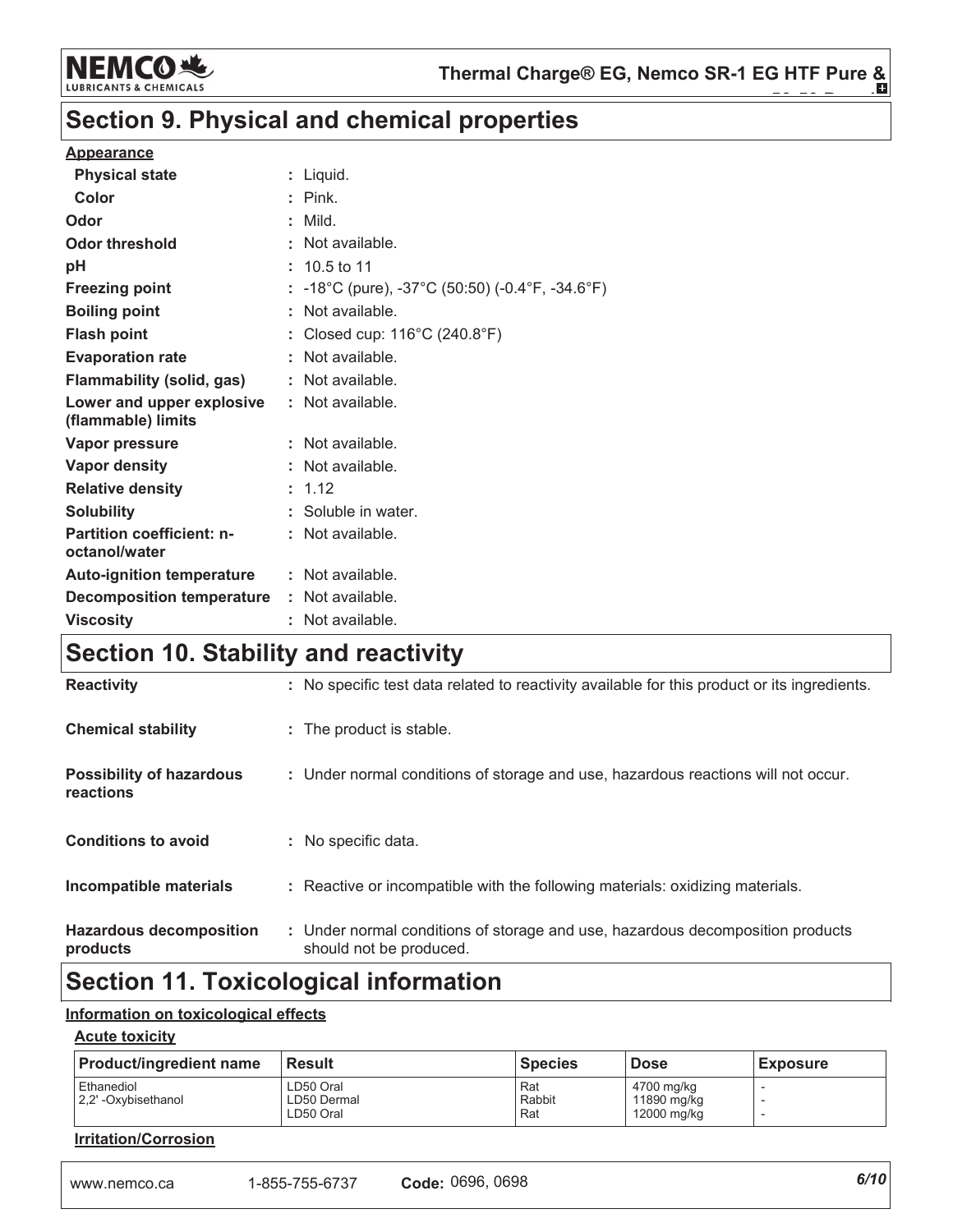## Section 9. Physical and chemical properties

**Appearance**

| | |
|---|---|
| **Physical state** | : Liquid. |
| **Color** | : Pink. |
| **Odor** | : Mild. |
| **Odor threshold** | : Not available. |
| **pH** | : 10.5 to 11 |
| **Freezing point** | : -18°C (pure), -37°C (50:50) (-0.4°F, -34.6°F) |
| **Boiling point** | : Not available. |
| **Flash point** | : Closed cup: 116°C (240.8°F) |
| **Evaporation rate** | : Not available. |
| **Flammability (solid, gas)** | : Not available. |
| **Lower and upper explosive (flammable) limits** | : Not available. |
| **Vapor pressure** | : Not available. |
| **Vapor density** | : Not available. |
| **Relative density** | : 1.12 |
| **Solubility** | : Soluble in water. |
| **Partition coefficient: n-octanol/water** | : Not available. |
| **Auto-ignition temperature** | : Not available. |
| **Decomposition temperature** | : Not available. |
| **Viscosity** | : Not available. |

## Section 10. Stability and reactivity

| | |
|---|---|
| **Reactivity** | : No specific test data related to reactivity available for this product or its ingredients. |
| **Chemical stability** | : The product is stable. |
| **Possibility of hazardous reactions** | : Under normal conditions of storage and use, hazardous reactions will not occur. |
| **Conditions to avoid** | : No specific data. |
| **Incompatible materials** | : Reactive or incompatible with the following materials: oxidizing materials. |
| **Hazardous decomposition products** | : Under normal conditions of storage and use, hazardous decomposition products should not be produced. |

## Section 11. Toxicological information

**Information on toxicological effects**

**Acute toxicity**

| Product/ingredient name | Result | Species | Dose | Exposure |
|---|---|---|---|---|
| Ethanediol | LD50 Oral | Rat | 4700 mg/kg | - |
| 2,2' -Oxybisethanol | LD50 Dermal | Rabbit | 11890 mg/kg | - |
| | LD50 Oral | Rat | 12000 mg/kg | - |

**Irritation/Corrosion**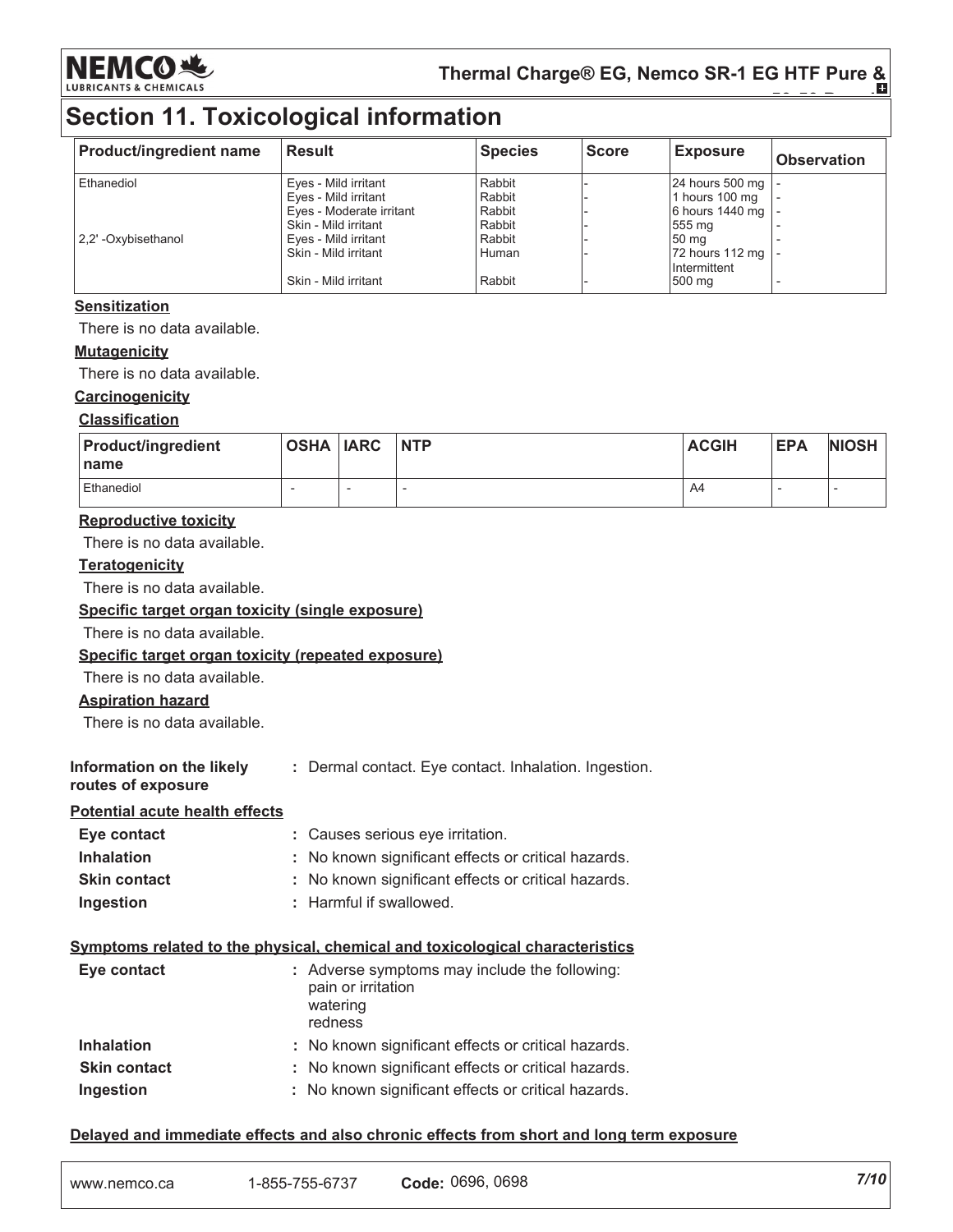# Section 11. Toxicological information

| Product/ingredient name | Result | Species | Score | Exposure | Observation |
|---|---|---|---|---|---|
| Ethanediol | Eyes - Mild irritant | Rabbit | - | 24 hours 500 mg | - |
| | Eyes - Mild irritant | Rabbit | - | 1 hours 100 mg | - |
| | Eyes - Moderate irritant | Rabbit | - | 6 hours 1440 mg | - |
| | Skin - Mild irritant | Rabbit | - | 555 mg | - |
| 2,2' -Oxybisethanol | Eyes - Mild irritant | Rabbit | - | 50 mg | - |
| | Skin - Mild irritant | Human | - | 72 hours 112 mg Intermittent | - |
| | Skin - Mild irritant | Rabbit | - | 500 mg | - |

**Sensitization**

There is no data available.

**Mutagenicity**

There is no data available.

**Carcinogenicity**

**Classification**

| Product/ingredient name | OSHA | IARC | NTP | ACGIH | EPA | NIOSH |
|---|---|---|---|---|---|---|
| Ethanediol | - | - | - | A4 | - | - |

**Reproductive toxicity**

There is no data available.

**Teratogenicity**

There is no data available.

**Specific target organ toxicity (single exposure)**

There is no data available.

**Specific target organ toxicity (repeated exposure)**

There is no data available.

**Aspiration hazard**

There is no data available.

**Information on the likely routes of exposure** : Dermal contact. Eye contact. Inhalation. Ingestion.

**Potential acute health effects**

**Eye contact** : Causes serious eye irritation.

**Inhalation** : No known significant effects or critical hazards.

**Skin contact** : No known significant effects or critical hazards.

**Ingestion** : Harmful if swallowed.

**Symptoms related to the physical, chemical and toxicological characteristics**

**Eye contact** : Adverse symptoms may include the following:
pain or irritation
watering
redness

**Inhalation** : No known significant effects or critical hazards.

**Skin contact** : No known significant effects or critical hazards.

**Ingestion** : No known significant effects or critical hazards.

**Delayed and immediate effects and also chronic effects from short and long term exposure**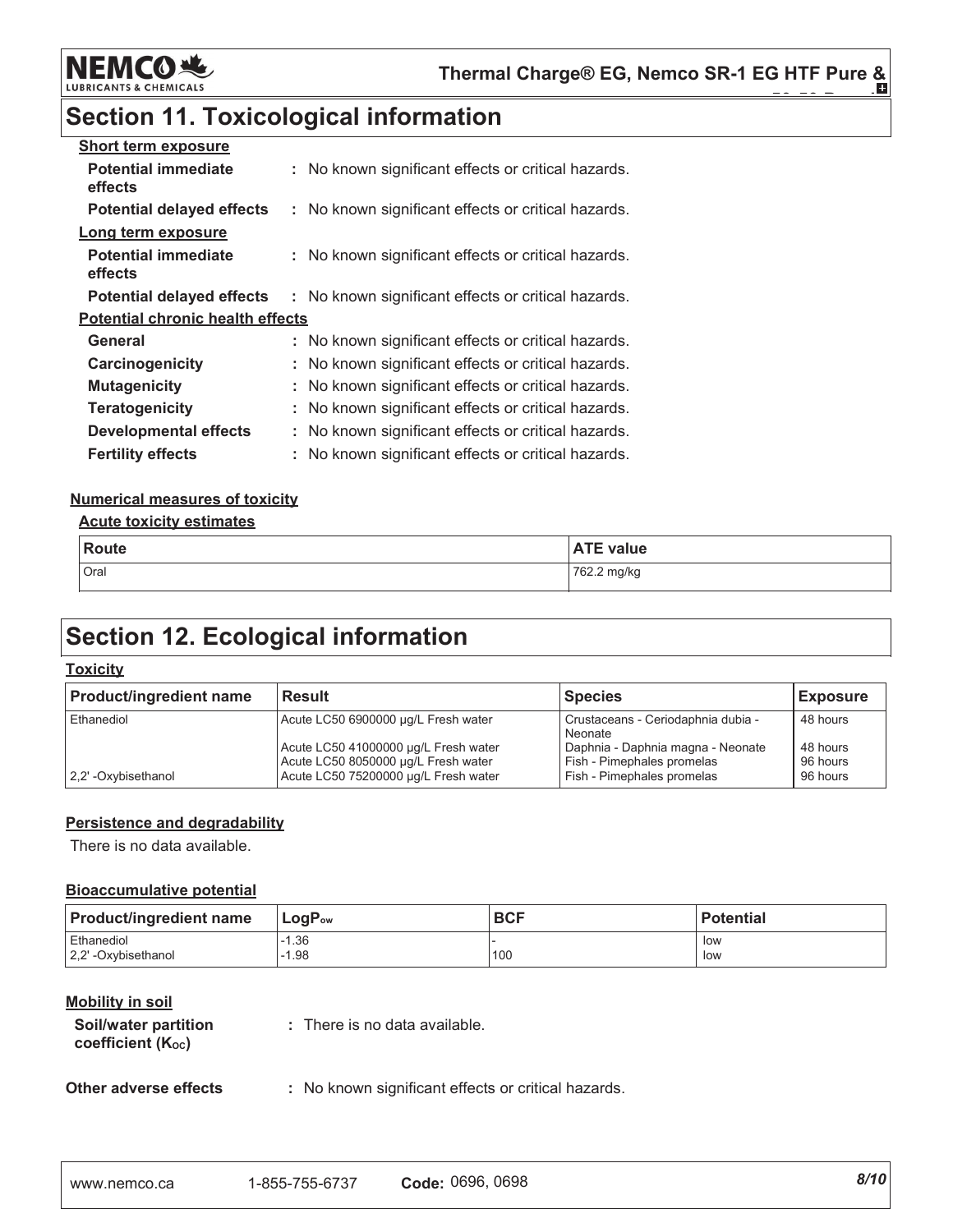## Section 11. Toxicological information

**Short term exposure**

**Potential immediate effects** : No known significant effects or critical hazards.

**Potential delayed effects** : No known significant effects or critical hazards.

**Long term exposure**

**Potential immediate effects** : No known significant effects or critical hazards.

**Potential delayed effects** : No known significant effects or critical hazards.

**Potential chronic health effects**

**General** : No known significant effects or critical hazards.

**Carcinogenicity** : No known significant effects or critical hazards.

**Mutagenicity** : No known significant effects or critical hazards.

**Teratogenicity** : No known significant effects or critical hazards.

**Developmental effects** : No known significant effects or critical hazards.

**Fertility effects** : No known significant effects or critical hazards.

**Numerical measures of toxicity**

**Acute toxicity estimates**

| Route | ATE value |
|---|---|
| Oral | 762.2 mg/kg |

## Section 12. Ecological information

**Toxicity**

| Product/ingredient name | Result | Species | Exposure |
|---|---|---|---|
| Ethanediol | Acute LC50 6900000 µg/L Fresh water | Crustaceans - Ceriodaphnia dubia - Neonate | 48 hours |
| | Acute LC50 41000000 µg/L Fresh water | Daphnia - Daphnia magna - Neonate | 48 hours |
| | Acute LC50 8050000 µg/L Fresh water | Fish - Pimephales promelas | 96 hours |
| 2,2' -Oxybisethanol | Acute LC50 75200000 µg/L Fresh water | Fish - Pimephales promelas | 96 hours |

**Persistence and degradability**

There is no data available.

**Bioaccumulative potential**

| Product/ingredient name | $LogP_{ow}$ | BCF | Potential |
|---|---|---|---|
| Ethanediol | -1.36 | - | low |
| 2,2' -Oxybisethanol | -1.98 | 100 | low |

**Mobility in soil**

**Soil/water partition coefficient ($K_{oc}$)** : There is no data available.

**Other adverse effects** : No known significant effects or critical hazards.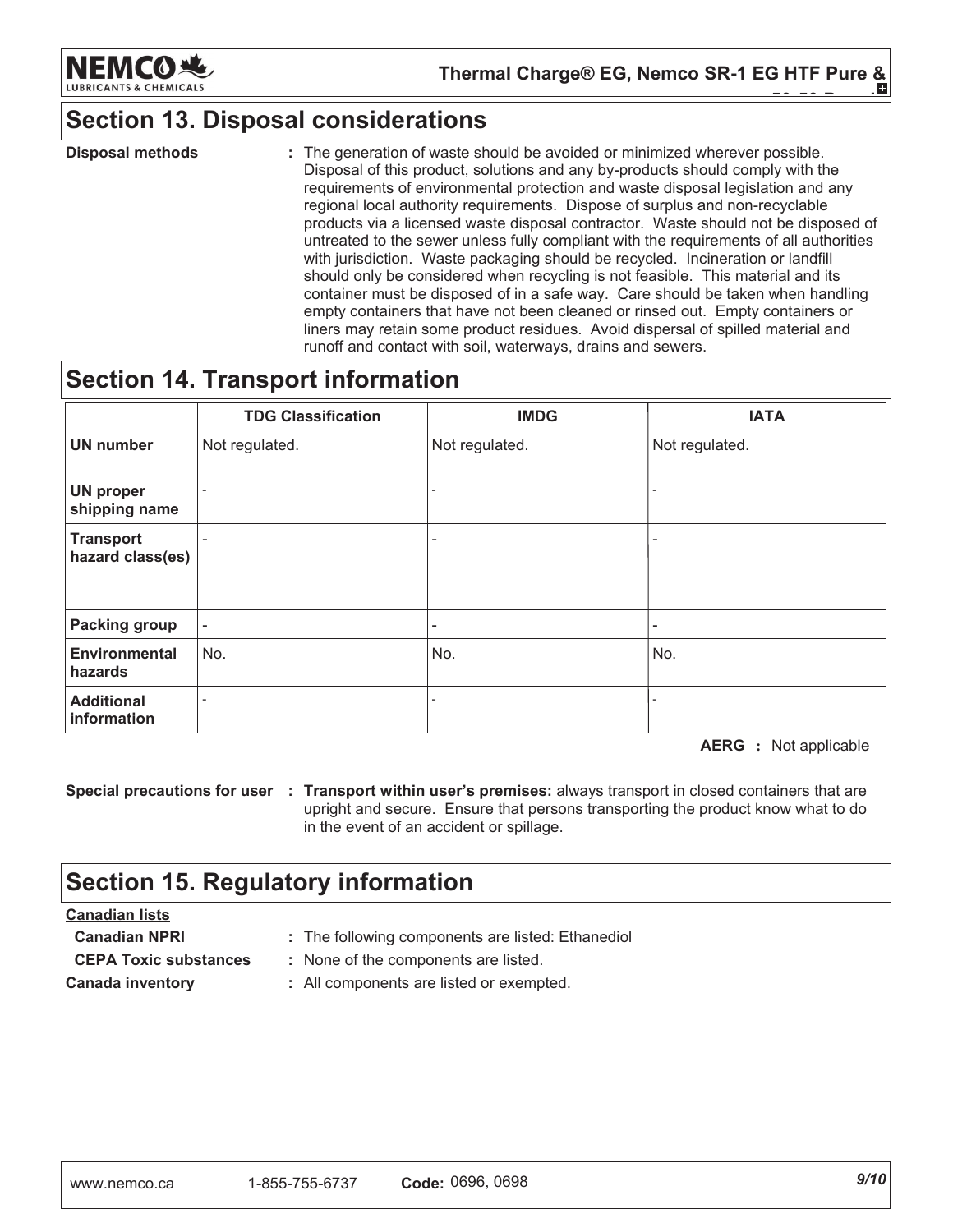## Section 13. Disposal considerations

**Disposal methods** : The generation of waste should be avoided or minimized wherever possible. Disposal of this product, solutions and any by-products should comply with the requirements of environmental protection and waste disposal legislation and any regional local authority requirements. Dispose of surplus and non-recyclable products via a licensed waste disposal contractor. Waste should not be disposed of untreated to the sewer unless fully compliant with the requirements of all authorities with jurisdiction. Waste packaging should be recycled. Incineration or landfill should only be considered when recycling is not feasible. This material and its container must be disposed of in a safe way. Care should be taken when handling empty containers that have not been cleaned or rinsed out. Empty containers or liners may retain some product residues. Avoid dispersal of spilled material and runoff and contact with soil, waterways, drains and sewers.

## Section 14. Transport information

| | TDG Classification | IMDG | IATA |
|---|---|---|---|
| **UN number** | Not regulated. | Not regulated. | Not regulated. |
| **UN proper shipping name** | - | - | - |
| **Transport hazard class(es)** | - | - | - |
| **Packing group** | - | - | - |
| **Environmental hazards** | No. | No. | No. |
| **Additional information** | - | - | - |

**AERG** : Not applicable

**Special precautions for user** : **Transport within user's premises:** always transport in closed containers that are upright and secure. Ensure that persons transporting the product know what to do in the event of an accident or spillage.

## Section 15. Regulatory information

**Canadian lists**

**Canadian NPRI** : The following components are listed: Ethanediol

**CEPA Toxic substances** : None of the components are listed.

**Canada inventory** : All components are listed or exempted.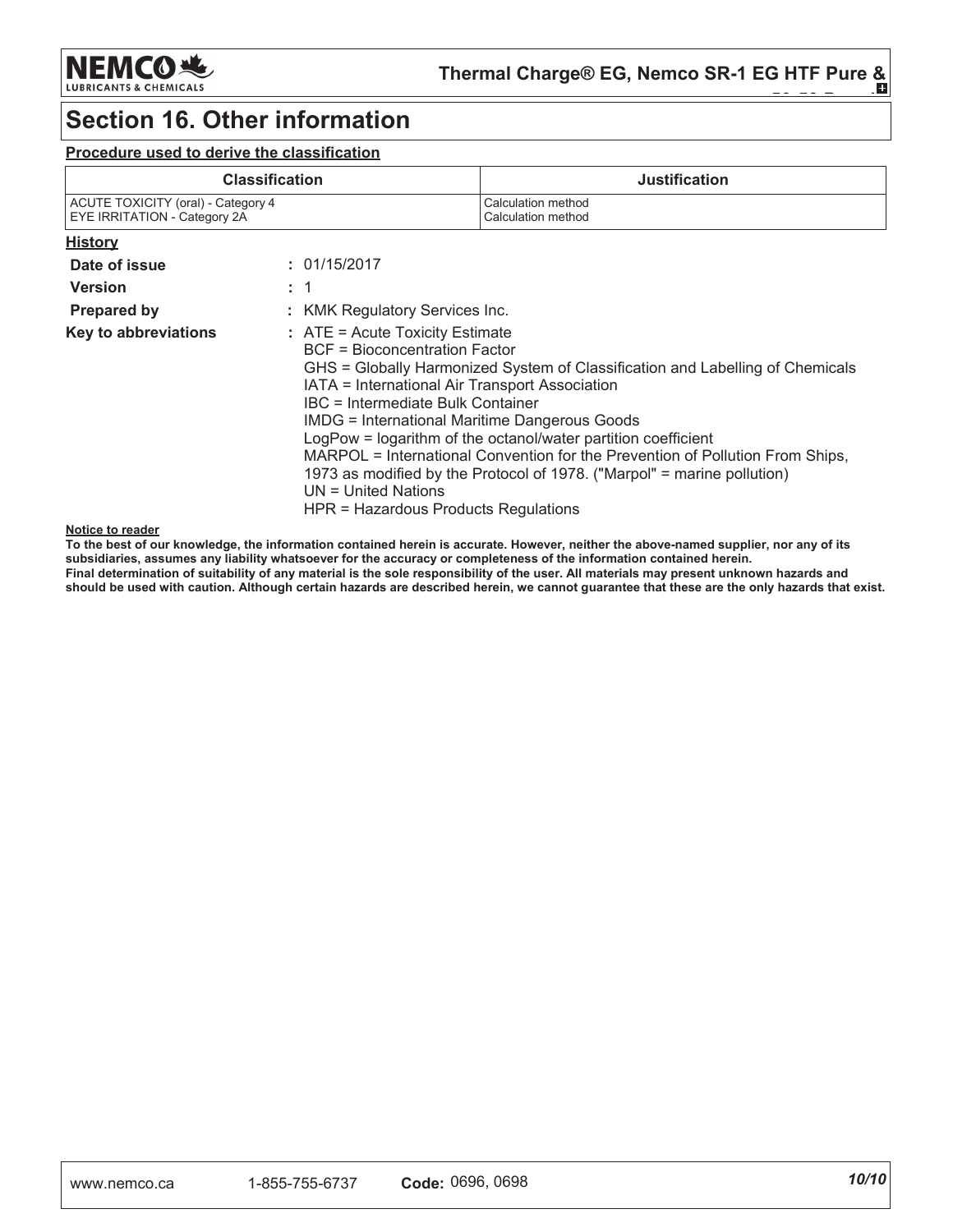## Section 16. Other information

**Procedure used to derive the classification**

| Classification | Justification |
| --- | --- |
| ACUTE TOXICITY (oral) - Category 4<br>EYE IRRITATION - Category 2A | Calculation method<br>Calculation method |

**History**

**Date of issue** : 01/15/2017

**Version** : 1

**Prepared by** : KMK Regulatory Services Inc.

**Key to abbreviations** : ATE = Acute Toxicity Estimate
BCF = Bioconcentration Factor
GHS = Globally Harmonized System of Classification and Labelling of Chemicals
IATA = International Air Transport Association
IBC = Intermediate Bulk Container
IMDG = International Maritime Dangerous Goods
LogPow = logarithm of the octanol/water partition coefficient
MARPOL = International Convention for the Prevention of Pollution From Ships, 1973 as modified by the Protocol of 1978. ("Marpol" = marine pollution)
UN = United Nations
HPR = Hazardous Products Regulations

**Notice to reader**

**To the best of our knowledge, the information contained herein is accurate. However, neither the above-named supplier, nor any of its subsidiaries, assumes any liability whatsoever for the accuracy or completeness of the information contained herein.**
**Final determination of suitability of any material is the sole responsibility of the user. All materials may present unknown hazards and should be used with caution. Although certain hazards are described herein, we cannot guarantee that these are the only hazards that exist.**